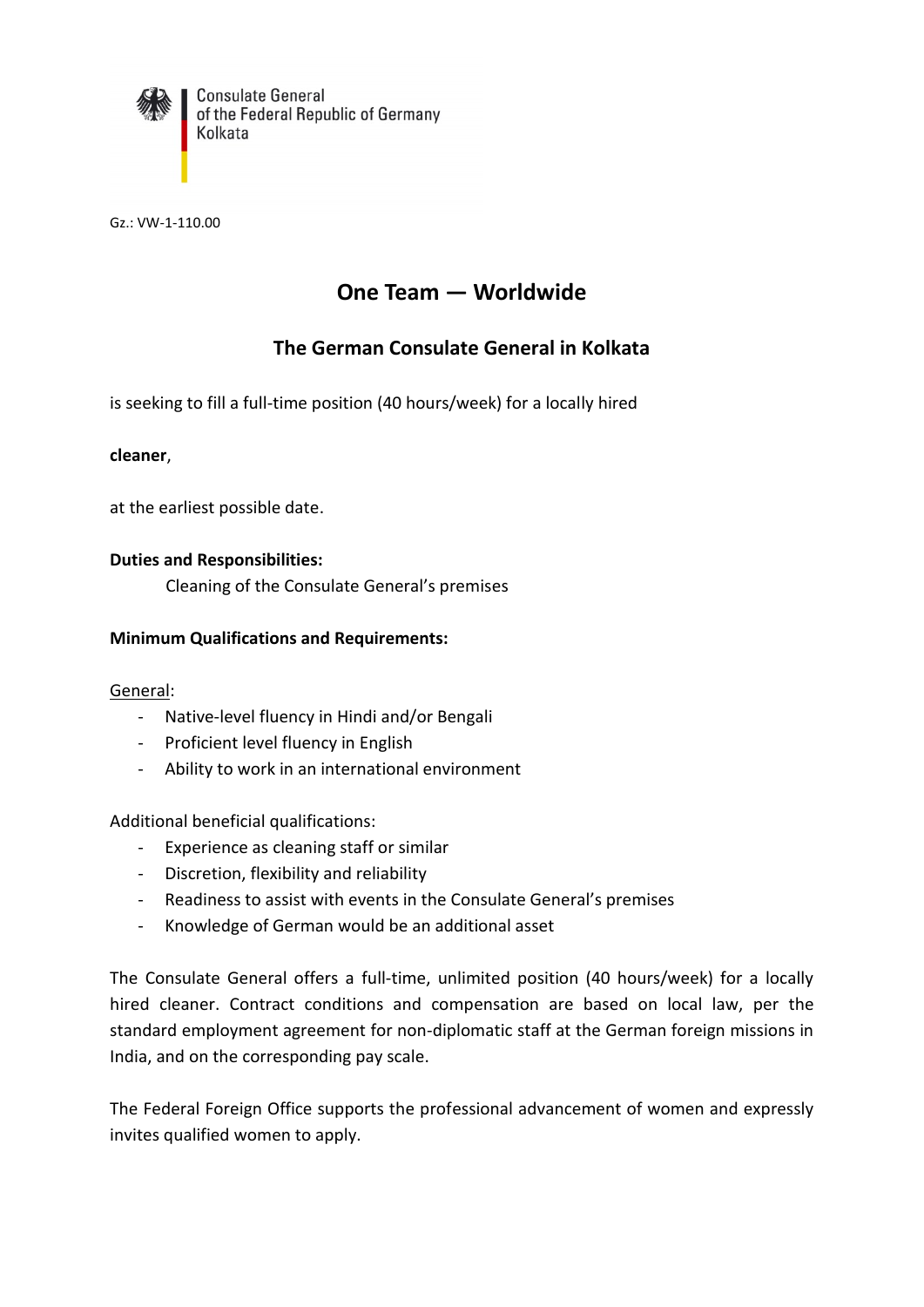Consulate General
of the Federal Republic of Germany
Kolkata

Gz.: VW-1-110.00

## One Team — Worldwide

## The German Consulate General in Kolkata

is seeking to fill a full-time position (40 hours/week) for a locally hired

**cleaner**,

at the earliest possible date.

**Duties and Responsibilities:**

Cleaning of the Consulate General's premises

**Minimum Qualifications and Requirements:**

General:

- Native-level fluency in Hindi and/or Bengali
- Proficient level fluency in English
- Ability to work in an international environment

Additional beneficial qualifications:

- Experience as cleaning staff or similar
- Discretion, flexibility and reliability
- Readiness to assist with events in the Consulate General's premises
- Knowledge of German would be an additional asset

The Consulate General offers a full-time, unlimited position (40 hours/week) for a locally hired cleaner. Contract conditions and compensation are based on local law, per the standard employment agreement for non-diplomatic staff at the German foreign missions in India, and on the corresponding pay scale.

The Federal Foreign Office supports the professional advancement of women and expressly invites qualified women to apply.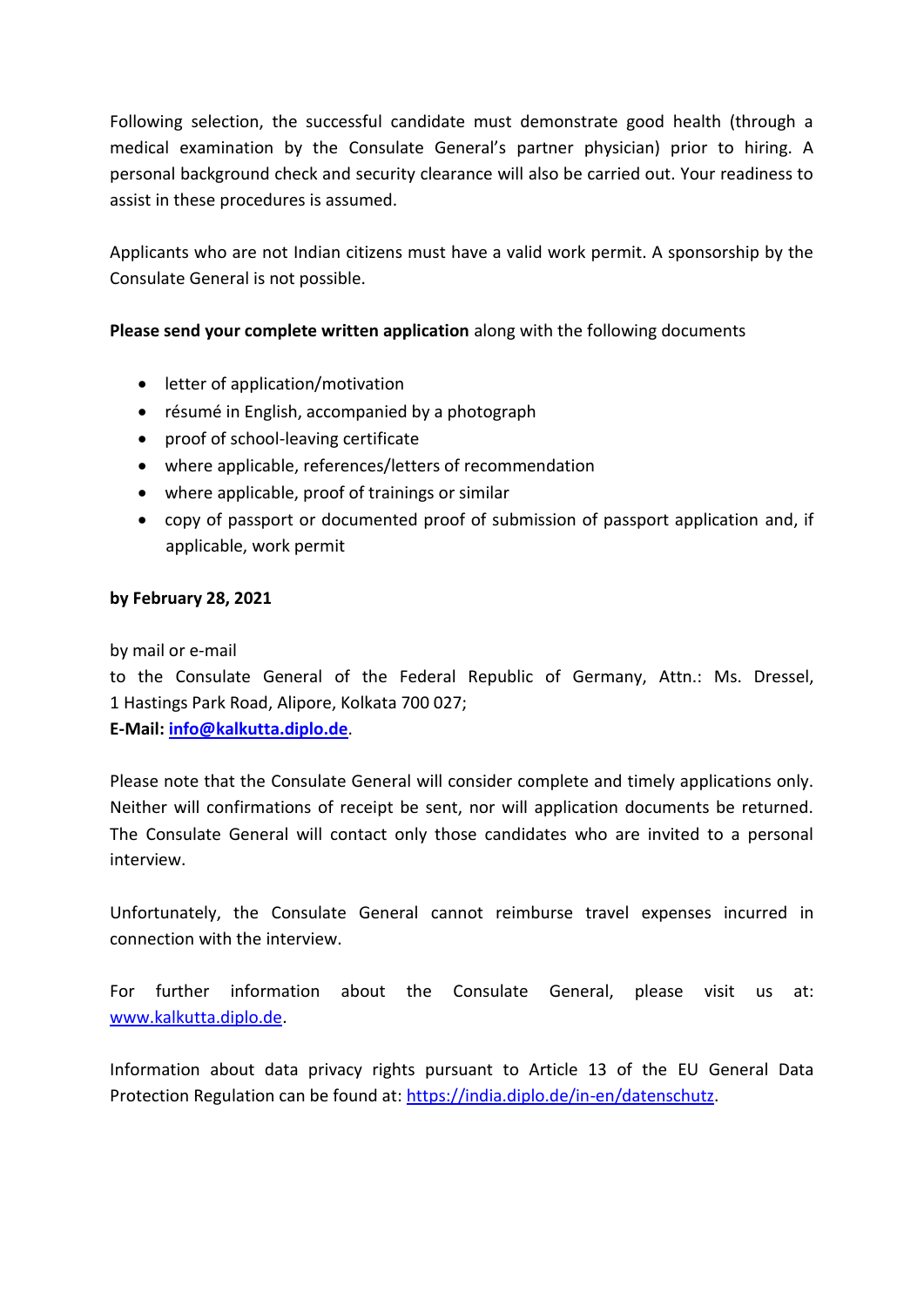Following selection, the successful candidate must demonstrate good health (through a medical examination by the Consulate General's partner physician) prior to hiring. A personal background check and security clearance will also be carried out. Your readiness to assist in these procedures is assumed.

Applicants who are not Indian citizens must have a valid work permit. A sponsorship by the Consulate General is not possible.

**Please send your complete written application** along with the following documents

- letter of application/motivation
- résumé in English, accompanied by a photograph
- proof of school-leaving certificate
- where applicable, references/letters of recommendation
- where applicable, proof of trainings or similar
- copy of passport or documented proof of submission of passport application and, if applicable, work permit

**by February 28, 2021**

by mail or e-mail
to the Consulate General of the Federal Republic of Germany, Attn.: Ms. Dressel, 1 Hastings Park Road, Alipore, Kolkata 700 027;
**E-Mail: info@kalkutta.diplo.de**.

Please note that the Consulate General will consider complete and timely applications only. Neither will confirmations of receipt be sent, nor will application documents be returned. The Consulate General will contact only those candidates who are invited to a personal interview.

Unfortunately, the Consulate General cannot reimburse travel expenses incurred in connection with the interview.

For further information about the Consulate General, please visit us at: www.kalkutta.diplo.de.

Information about data privacy rights pursuant to Article 13 of the EU General Data Protection Regulation can be found at: https://india.diplo.de/in-en/datenschutz.